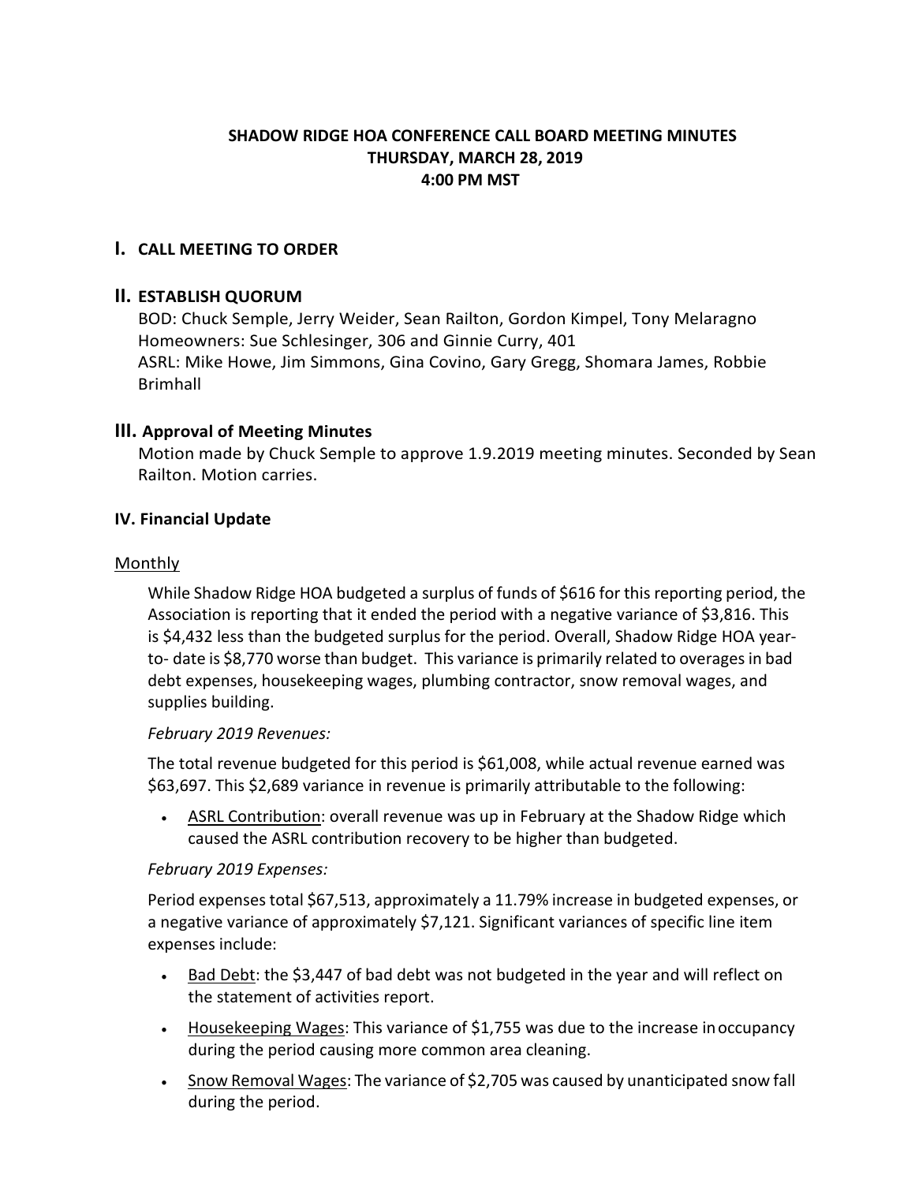# SHADOW RIDGE HOA CONFERENCE CALL BOARD MEETING MINUTES
## THURSDAY, MARCH 28, 2019
## 4:00 PM MST

## I. CALL MEETING TO ORDER

## II. ESTABLISH QUORUM

BOD: Chuck Semple, Jerry Weider, Sean Railton, Gordon Kimpel, Tony Melaragno
Homeowners: Sue Schlesinger, 306 and Ginnie Curry, 401
ASRL: Mike Howe, Jim Simmons, Gina Covino, Gary Gregg, Shomara James, Robbie Brimhall

## III. Approval of Meeting Minutes

Motion made by Chuck Semple to approve 1.9.2019 meeting minutes. Seconded by Sean Railton. Motion carries.

## IV. Financial Update

### Monthly

While Shadow Ridge HOA budgeted a surplus of funds of $616 for this reporting period, the Association is reporting that it ended the period with a negative variance of $3,816. This is $4,432 less than the budgeted surplus for the period. Overall, Shadow Ridge HOA year-to- date is $8,770 worse than budget. This variance is primarily related to overages in bad debt expenses, housekeeping wages, plumbing contractor, snow removal wages, and supplies building.

*February 2019 Revenues:*

The total revenue budgeted for this period is $61,008, while actual revenue earned was $63,697. This $2,689 variance in revenue is primarily attributable to the following:

- ASRL Contribution: overall revenue was up in February at the Shadow Ridge which caused the ASRL contribution recovery to be higher than budgeted.

*February 2019 Expenses:*

Period expenses total $67,513, approximately a 11.79% increase in budgeted expenses, or a negative variance of approximately $7,121. Significant variances of specific line item expenses include:

- Bad Debt: the $3,447 of bad debt was not budgeted in the year and will reflect on the statement of activities report.
- Housekeeping Wages: This variance of $1,755 was due to the increase in occupancy during the period causing more common area cleaning.
- Snow Removal Wages: The variance of $2,705 was caused by unanticipated snow fall during the period.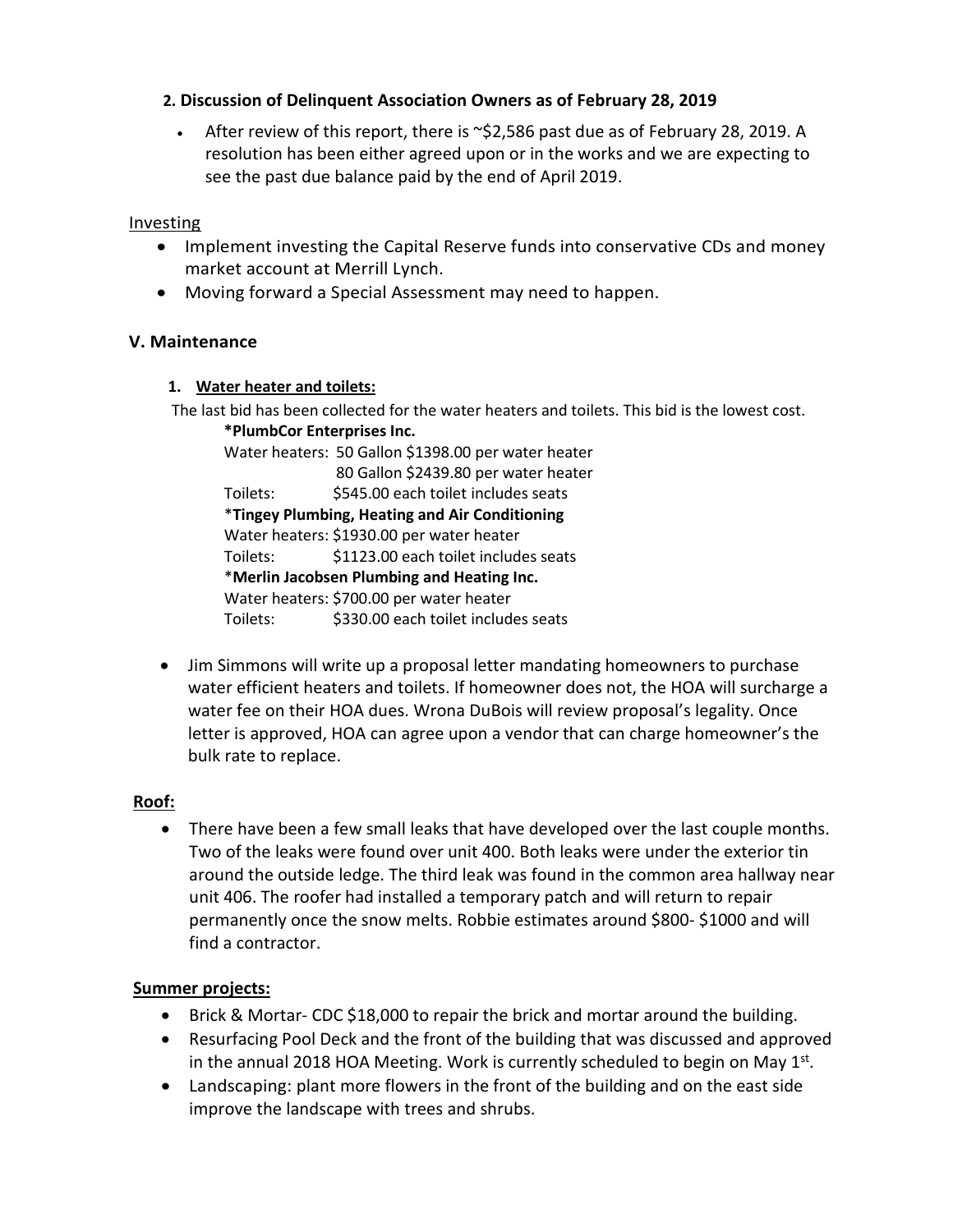**2. Discussion of Delinquent Association Owners as of February 28, 2019**

- After review of this report, there is ~$2,586 past due as of February 28, 2019. A resolution has been either agreed upon or in the works and we are expecting to see the past due balance paid by the end of April 2019.

Investing

- Implement investing the Capital Reserve funds into conservative CDs and money market account at Merrill Lynch.
- Moving forward a Special Assessment may need to happen.

### V. Maintenance

**1. Water heater and toilets:**

The last bid has been collected for the water heaters and toilets. This bid is the lowest cost.

**\*PlumbCor Enterprises Inc.**
Water heaters: 50 Gallon $1398.00 per water heater
80 Gallon $2439.80 per water heater
Toilets: $545.00 each toilet includes seats

\***Tingey Plumbing, Heating and Air Conditioning**
Water heaters: $1930.00 per water heater
Toilets: $1123.00 each toilet includes seats

\***Merlin Jacobsen Plumbing and Heating Inc.**
Water heaters: $700.00 per water heater
Toilets: $330.00 each toilet includes seats

- Jim Simmons will write up a proposal letter mandating homeowners to purchase water efficient heaters and toilets. If homeowner does not, the HOA will surcharge a water fee on their HOA dues. Wrona DuBois will review proposal's legality. Once letter is approved, HOA can agree upon a vendor that can charge homeowner's the bulk rate to replace.

**Roof:**

- There have been a few small leaks that have developed over the last couple months. Two of the leaks were found over unit 400. Both leaks were under the exterior tin around the outside ledge. The third leak was found in the common area hallway near unit 406. The roofer had installed a temporary patch and will return to repair permanently once the snow melts. Robbie estimates around $800- $1000 and will find a contractor.

**Summer projects:**

- Brick & Mortar- CDC $18,000 to repair the brick and mortar around the building.
- Resurfacing Pool Deck and the front of the building that was discussed and approved in the annual 2018 HOA Meeting. Work is currently scheduled to begin on May 1st.
- Landscaping: plant more flowers in the front of the building and on the east side improve the landscape with trees and shrubs.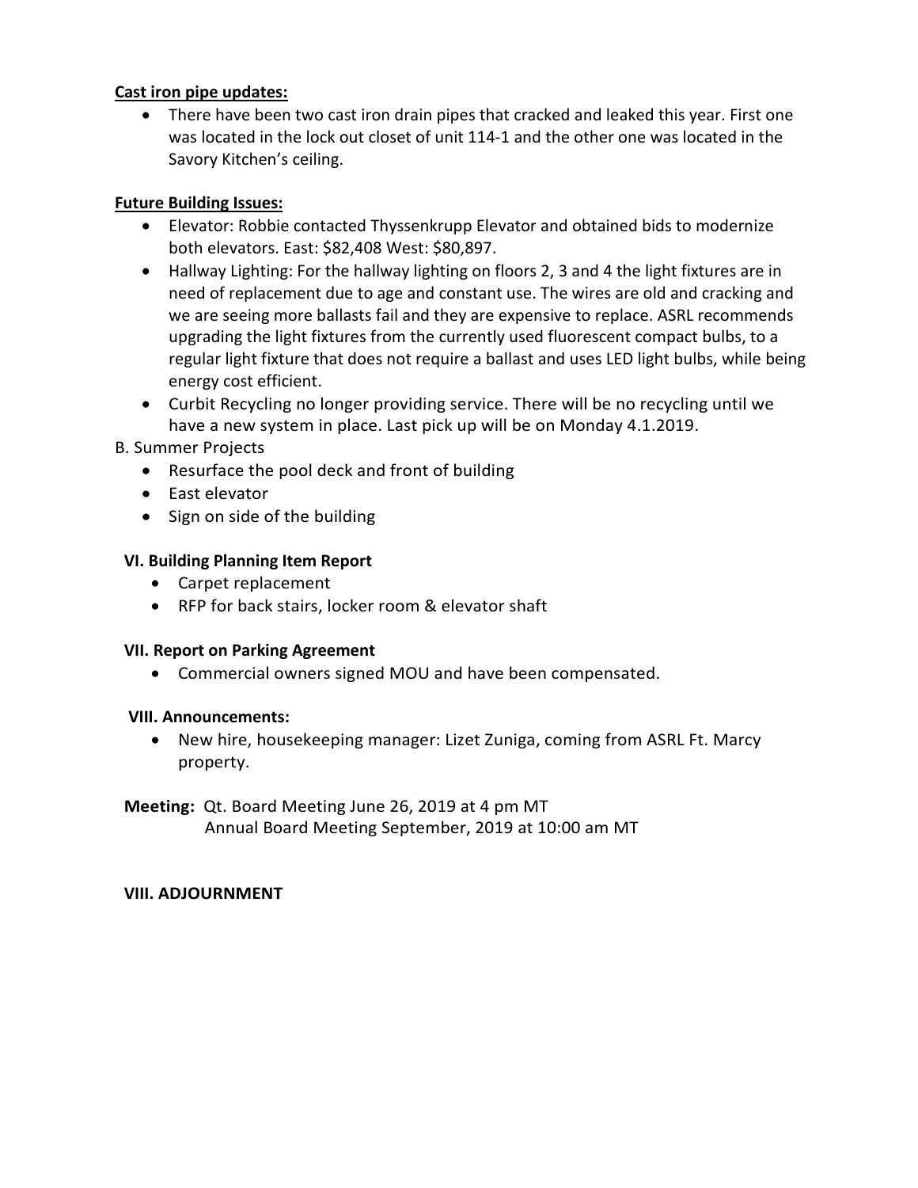**Cast iron pipe updates:**

- There have been two cast iron drain pipes that cracked and leaked this year. First one was located in the lock out closet of unit 114-1 and the other one was located in the Savory Kitchen's ceiling.

**Future Building Issues:**

- Elevator: Robbie contacted Thyssenkrupp Elevator and obtained bids to modernize both elevators. East: $82,408 West: $80,897.
- Hallway Lighting: For the hallway lighting on floors 2, 3 and 4 the light fixtures are in need of replacement due to age and constant use. The wires are old and cracking and we are seeing more ballasts fail and they are expensive to replace. ASRL recommends upgrading the light fixtures from the currently used fluorescent compact bulbs, to a regular light fixture that does not require a ballast and uses LED light bulbs, while being energy cost efficient.
- Curbit Recycling no longer providing service. There will be no recycling until we have a new system in place. Last pick up will be on Monday 4.1.2019.

B. Summer Projects

- Resurface the pool deck and front of building
- East elevator
- Sign on side of the building

**VI. Building Planning Item Report**

- Carpet replacement
- RFP for back stairs, locker room & elevator shaft

**VII. Report on Parking Agreement**

- Commercial owners signed MOU and have been compensated.

**VIII. Announcements:**

- New hire, housekeeping manager: Lizet Zuniga, coming from ASRL Ft. Marcy property.

**Meeting:** Qt. Board Meeting June 26, 2019 at 4 pm MT
Annual Board Meeting September, 2019 at 10:00 am MT

**VIII. ADJOURNMENT**